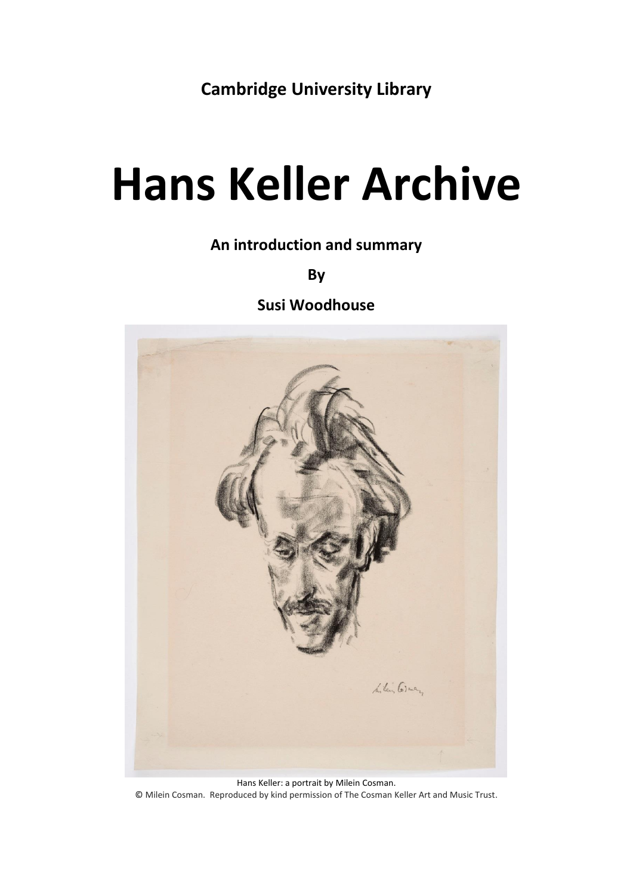**Cambridge University Library**

# Hans Keller Archive

**An introduction and summary**

**By**

**Susi Woodhouse**

Hans Keller: a portrait by Milein Cosman.
© Milein Cosman. Reproduced by kind permission of The Cosman Keller Art and Music Trust.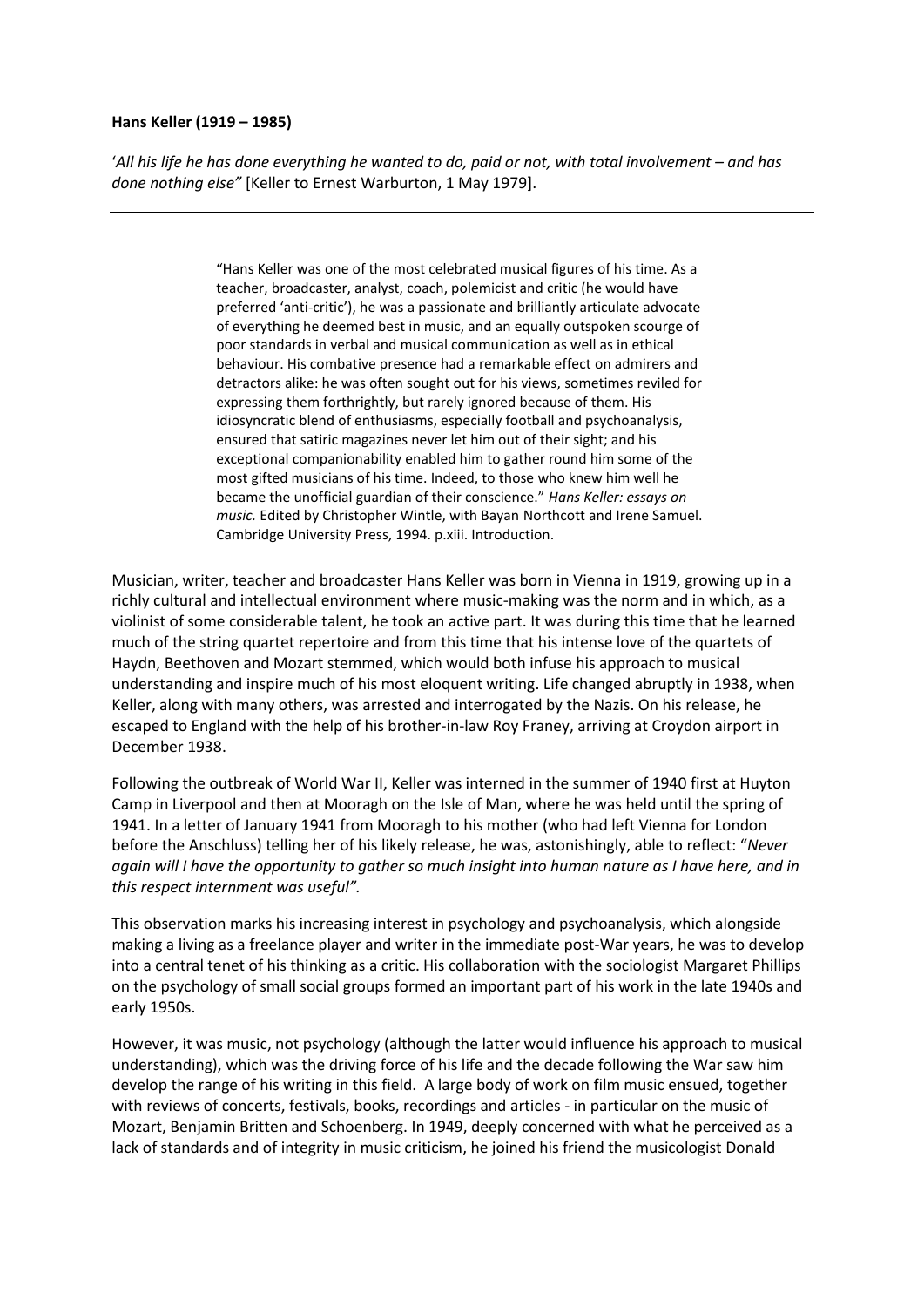**Hans Keller (1919 – 1985)**

'*All his life he has done everything he wanted to do, paid or not, with total involvement – and has done nothing else"* [Keller to Ernest Warburton, 1 May 1979].

---

> "Hans Keller was one of the most celebrated musical figures of his time. As a teacher, broadcaster, analyst, coach, polemicist and critic (he would have preferred 'anti-critic'), he was a passionate and brilliantly articulate advocate of everything he deemed best in music, and an equally outspoken scourge of poor standards in verbal and musical communication as well as in ethical behaviour. His combative presence had a remarkable effect on admirers and detractors alike: he was often sought out for his views, sometimes reviled for expressing them forthrightly, but rarely ignored because of them. His idiosyncratic blend of enthusiasms, especially football and psychoanalysis, ensured that satiric magazines never let him out of their sight; and his exceptional companionability enabled him to gather round him some of the most gifted musicians of his time. Indeed, to those who knew him well he became the unofficial guardian of their conscience." *Hans Keller: essays on music.* Edited by Christopher Wintle, with Bayan Northcott and Irene Samuel. Cambridge University Press, 1994. p.xiii. Introduction.

Musician, writer, teacher and broadcaster Hans Keller was born in Vienna in 1919, growing up in a richly cultural and intellectual environment where music-making was the norm and in which, as a violinist of some considerable talent, he took an active part. It was during this time that he learned much of the string quartet repertoire and from this time that his intense love of the quartets of Haydn, Beethoven and Mozart stemmed, which would both infuse his approach to musical understanding and inspire much of his most eloquent writing. Life changed abruptly in 1938, when Keller, along with many others, was arrested and interrogated by the Nazis. On his release, he escaped to England with the help of his brother-in-law Roy Franey, arriving at Croydon airport in December 1938.

Following the outbreak of World War II, Keller was interned in the summer of 1940 first at Huyton Camp in Liverpool and then at Mooragh on the Isle of Man, where he was held until the spring of 1941. In a letter of January 1941 from Mooragh to his mother (who had left Vienna for London before the Anschluss) telling her of his likely release, he was, astonishingly, able to reflect: "*Never again will I have the opportunity to gather so much insight into human nature as I have here, and in this respect internment was useful".*

This observation marks his increasing interest in psychology and psychoanalysis, which alongside making a living as a freelance player and writer in the immediate post-War years, he was to develop into a central tenet of his thinking as a critic. His collaboration with the sociologist Margaret Phillips on the psychology of small social groups formed an important part of his work in the late 1940s and early 1950s.

However, it was music, not psychology (although the latter would influence his approach to musical understanding), which was the driving force of his life and the decade following the War saw him develop the range of his writing in this field. A large body of work on film music ensued, together with reviews of concerts, festivals, books, recordings and articles - in particular on the music of Mozart, Benjamin Britten and Schoenberg. In 1949, deeply concerned with what he perceived as a lack of standards and of integrity in music criticism, he joined his friend the musicologist Donald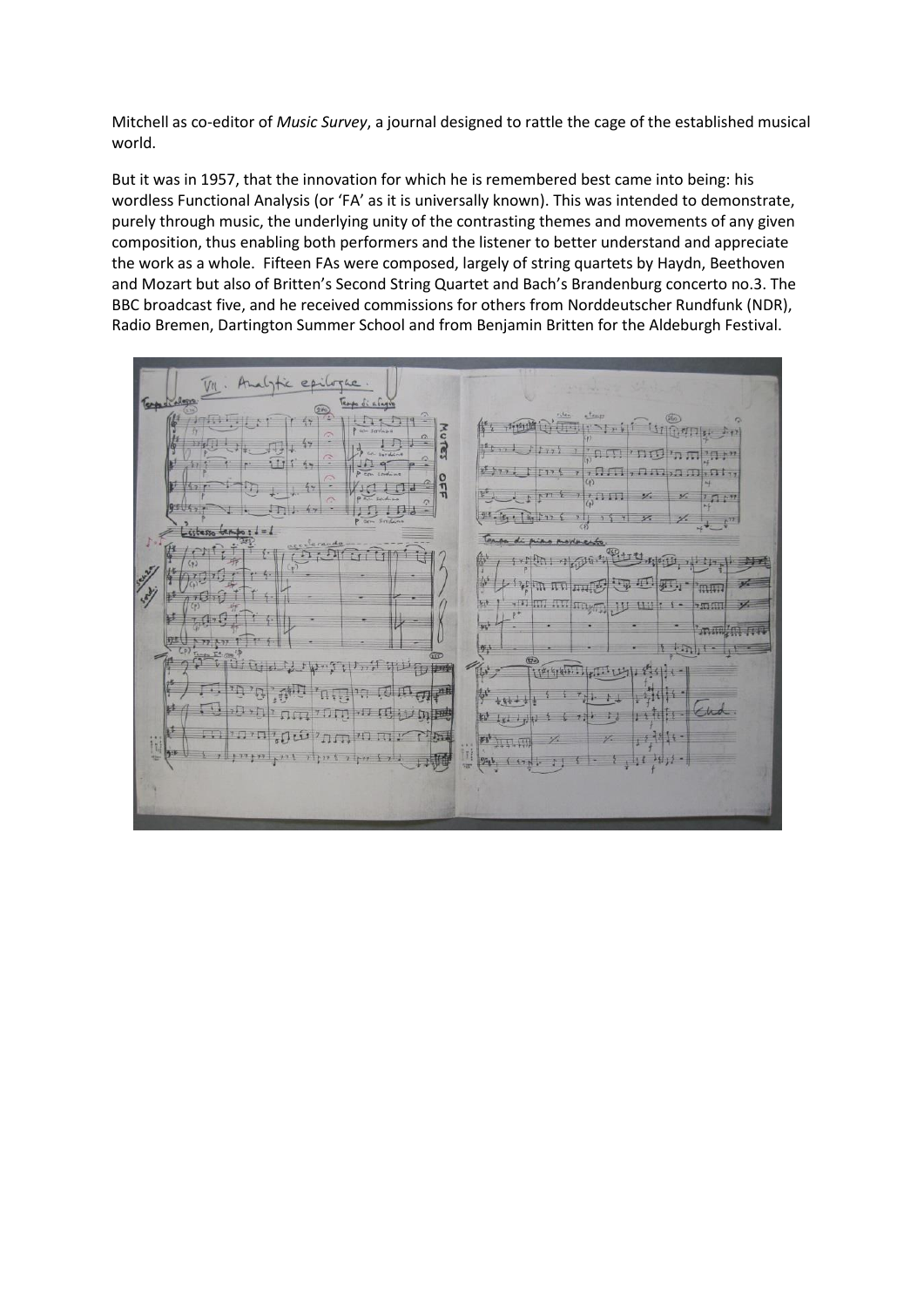Mitchell as co-editor of *Music Survey*, a journal designed to rattle the cage of the established musical world.

But it was in 1957, that the innovation for which he is remembered best came into being: his wordless Functional Analysis (or 'FA' as it is universally known). This was intended to demonstrate, purely through music, the underlying unity of the contrasting themes and movements of any given composition, thus enabling both performers and the listener to better understand and appreciate the work as a whole. Fifteen FAs were composed, largely of string quartets by Haydn, Beethoven and Mozart but also of Britten's Second String Quartet and Bach's Brandenburg concerto no.3. The BBC broadcast five, and he received commissions for others from Norddeutscher Rundfunk (NDR), Radio Bremen, Dartington Summer School and from Benjamin Britten for the Aldeburgh Festival.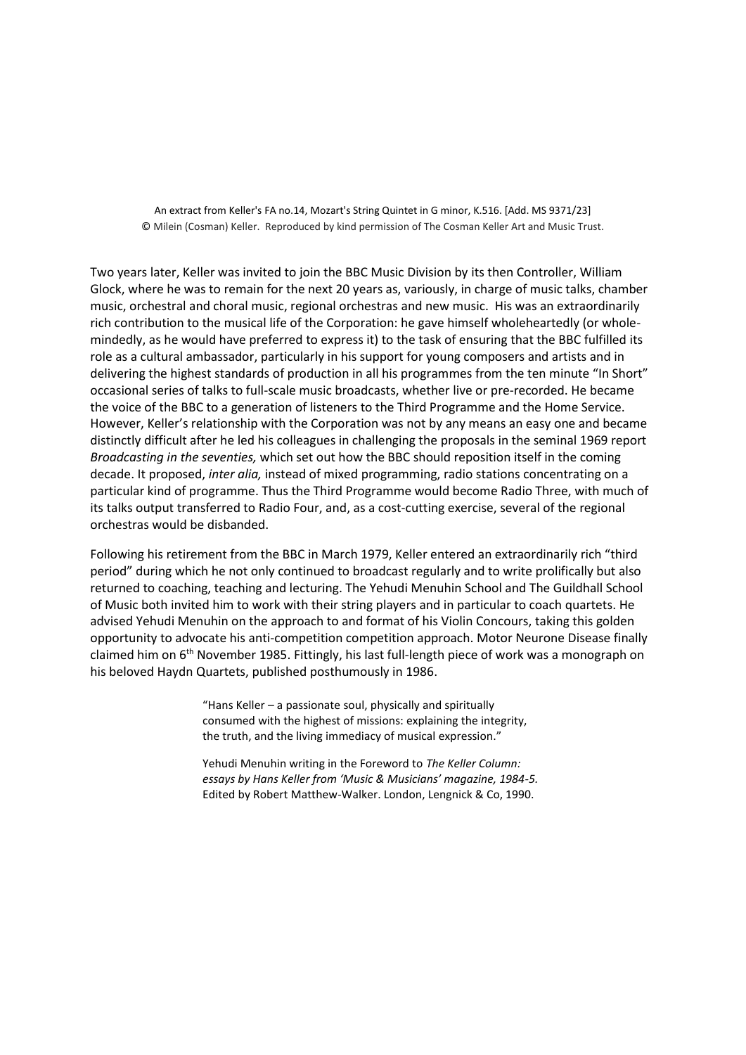An extract from Keller's FA no.14, Mozart's String Quintet in G minor, K.516. [Add. MS 9371/23]
© Milein (Cosman) Keller. Reproduced by kind permission of The Cosman Keller Art and Music Trust.

Two years later, Keller was invited to join the BBC Music Division by its then Controller, William Glock, where he was to remain for the next 20 years as, variously, in charge of music talks, chamber music, orchestral and choral music, regional orchestras and new music. His was an extraordinarily rich contribution to the musical life of the Corporation: he gave himself wholeheartedly (or whole-mindedly, as he would have preferred to express it) to the task of ensuring that the BBC fulfilled its role as a cultural ambassador, particularly in his support for young composers and artists and in delivering the highest standards of production in all his programmes from the ten minute "In Short" occasional series of talks to full-scale music broadcasts, whether live or pre-recorded. He became the voice of the BBC to a generation of listeners to the Third Programme and the Home Service. However, Keller's relationship with the Corporation was not by any means an easy one and became distinctly difficult after he led his colleagues in challenging the proposals in the seminal 1969 report *Broadcasting in the seventies,* which set out how the BBC should reposition itself in the coming decade. It proposed, *inter alia,* instead of mixed programming, radio stations concentrating on a particular kind of programme. Thus the Third Programme would become Radio Three, with much of its talks output transferred to Radio Four, and, as a cost-cutting exercise, several of the regional orchestras would be disbanded.

Following his retirement from the BBC in March 1979, Keller entered an extraordinarily rich "third period" during which he not only continued to broadcast regularly and to write prolifically but also returned to coaching, teaching and lecturing. The Yehudi Menuhin School and The Guildhall School of Music both invited him to work with their string players and in particular to coach quartets. He advised Yehudi Menuhin on the approach to and format of his Violin Concours, taking this golden opportunity to advocate his anti-competition competition approach. Motor Neurone Disease finally claimed him on 6th November 1985. Fittingly, his last full-length piece of work was a monograph on his beloved Haydn Quartets, published posthumously in 1986.

> "Hans Keller – a passionate soul, physically and spiritually consumed with the highest of missions: explaining the integrity, the truth, and the living immediacy of musical expression."
>
> Yehudi Menuhin writing in the Foreword to *The Keller Column: essays by Hans Keller from 'Music & Musicians' magazine, 1984-5.* Edited by Robert Matthew-Walker. London, Lengnick & Co, 1990.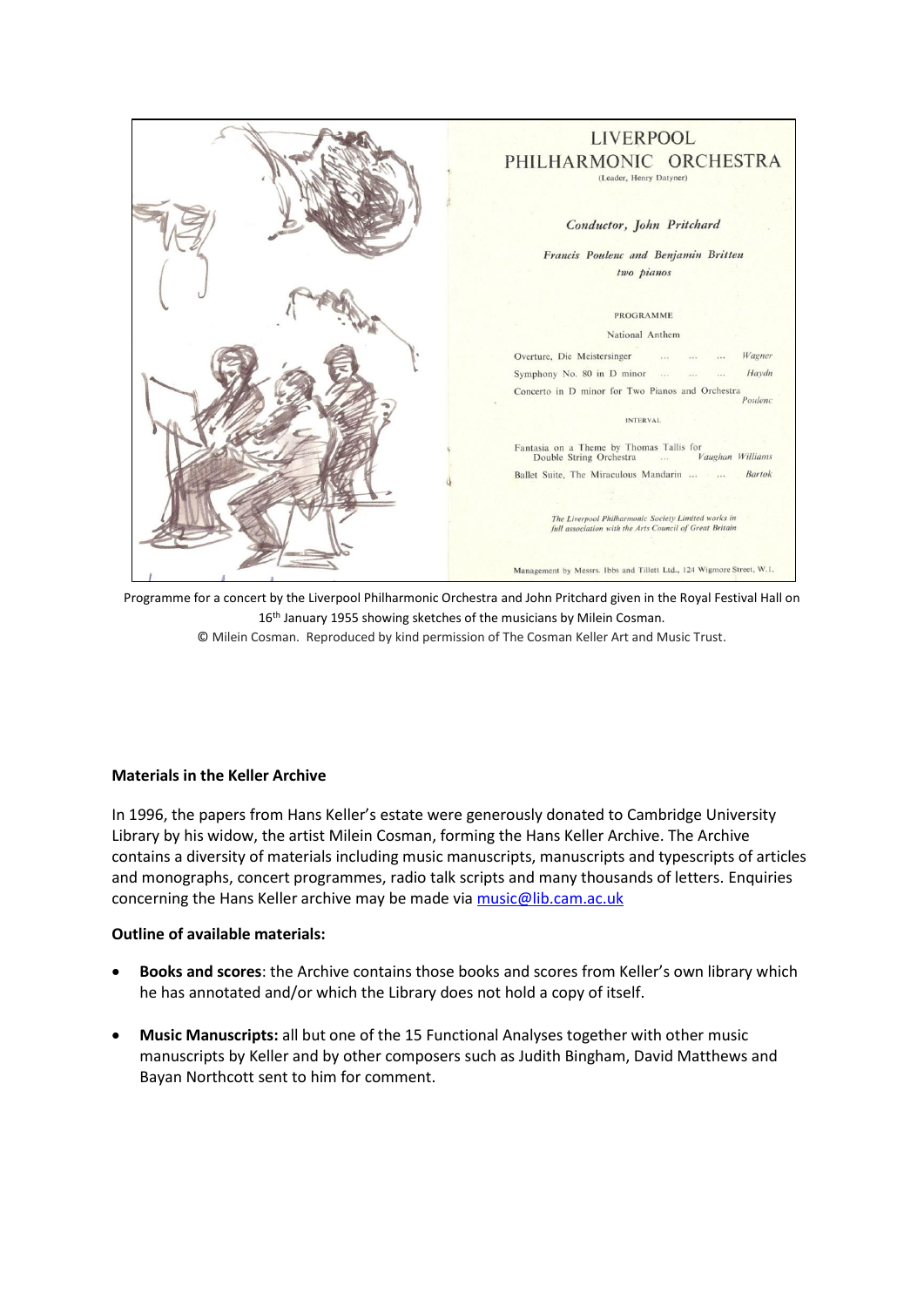LIVERPOOL
PHILHARMONIC ORCHESTRA
(Leader, Henry Datyner)

*Conductor, John Pritchard*

*Francis Poulenc and Benjamin Britten*
*two pianos*

PROGRAMME

National Anthem

Overture, Die Meistersinger ... ... ... *Wagner*
Symphony No. 80 in D minor ... ... ... *Haydn*
Concerto in D minor for Two Pianos and Orchestra *Poulenc*

INTERVAL

Fantasia on a Theme by Thomas Tallis for Double String Orchestra ... *Vaughan Williams*
Ballet Suite, The Miraculous Mandarin ... ... *Bartok*

*The Liverpool Philharmonic Society Limited works in full association with the Arts Council of Great Britain*

Management by Messrs. Ibbs and Tillett Ltd., 124 Wigmore Street, W.1.

Programme for a concert by the Liverpool Philharmonic Orchestra and John Pritchard given in the Royal Festival Hall on 16th January 1955 showing sketches of the musicians by Milein Cosman.
© Milein Cosman. Reproduced by kind permission of The Cosman Keller Art and Music Trust.

**Materials in the Keller Archive**

In 1996, the papers from Hans Keller's estate were generously donated to Cambridge University Library by his widow, the artist Milein Cosman, forming the Hans Keller Archive. The Archive contains a diversity of materials including music manuscripts, manuscripts and typescripts of articles and monographs, concert programmes, radio talk scripts and many thousands of letters. Enquiries concerning the Hans Keller archive may be made via music@lib.cam.ac.uk

**Outline of available materials:**

- **Books and scores**: the Archive contains those books and scores from Keller's own library which he has annotated and/or which the Library does not hold a copy of itself.
- **Music Manuscripts:** all but one of the 15 Functional Analyses together with other music manuscripts by Keller and by other composers such as Judith Bingham, David Matthews and Bayan Northcott sent to him for comment.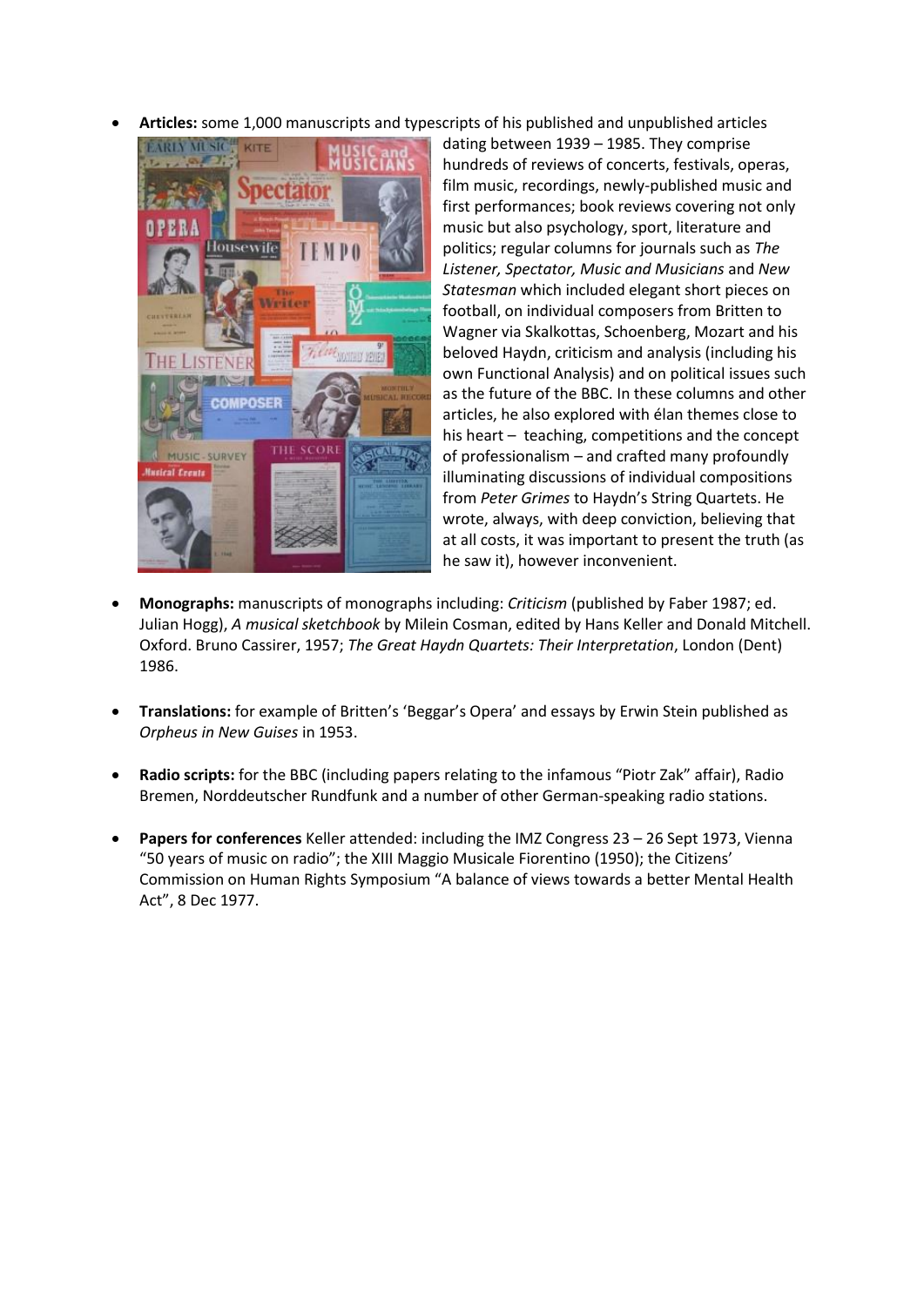- **Articles:** some 1,000 manuscripts and typescripts of his published and unpublished articles dating between 1939 – 1985. They comprise hundreds of reviews of concerts, festivals, operas, film music, recordings, newly-published music and first performances; book reviews covering not only music but also psychology, sport, literature and politics; regular columns for journals such as *The Listener, Spectator, Music and Musicians* and *New Statesman* which included elegant short pieces on football, on individual composers from Britten to Wagner via Skalkottas, Schoenberg, Mozart and his beloved Haydn, criticism and analysis (including his own Functional Analysis) and on political issues such as the future of the BBC. In these columns and other articles, he also explored with élan themes close to his heart – teaching, competitions and the concept of professionalism – and crafted many profoundly illuminating discussions of individual compositions from *Peter Grimes* to Haydn's String Quartets. He wrote, always, with deep conviction, believing that at all costs, it was important to present the truth (as he saw it), however inconvenient.

- **Monographs:** manuscripts of monographs including: *Criticism* (published by Faber 1987; ed. Julian Hogg), *A musical sketchbook* by Milein Cosman, edited by Hans Keller and Donald Mitchell. Oxford. Bruno Cassirer, 1957; *The Great Haydn Quartets: Their Interpretation*, London (Dent) 1986.

- **Translations:** for example of Britten's 'Beggar's Opera' and essays by Erwin Stein published as *Orpheus in New Guises* in 1953.

- **Radio scripts:** for the BBC (including papers relating to the infamous "Piotr Zak" affair), Radio Bremen, Norddeutscher Rundfunk and a number of other German-speaking radio stations.

- **Papers for conferences** Keller attended: including the IMZ Congress 23 – 26 Sept 1973, Vienna "50 years of music on radio"; the XIII Maggio Musicale Fiorentino (1950); the Citizens' Commission on Human Rights Symposium "A balance of views towards a better Mental Health Act", 8 Dec 1977.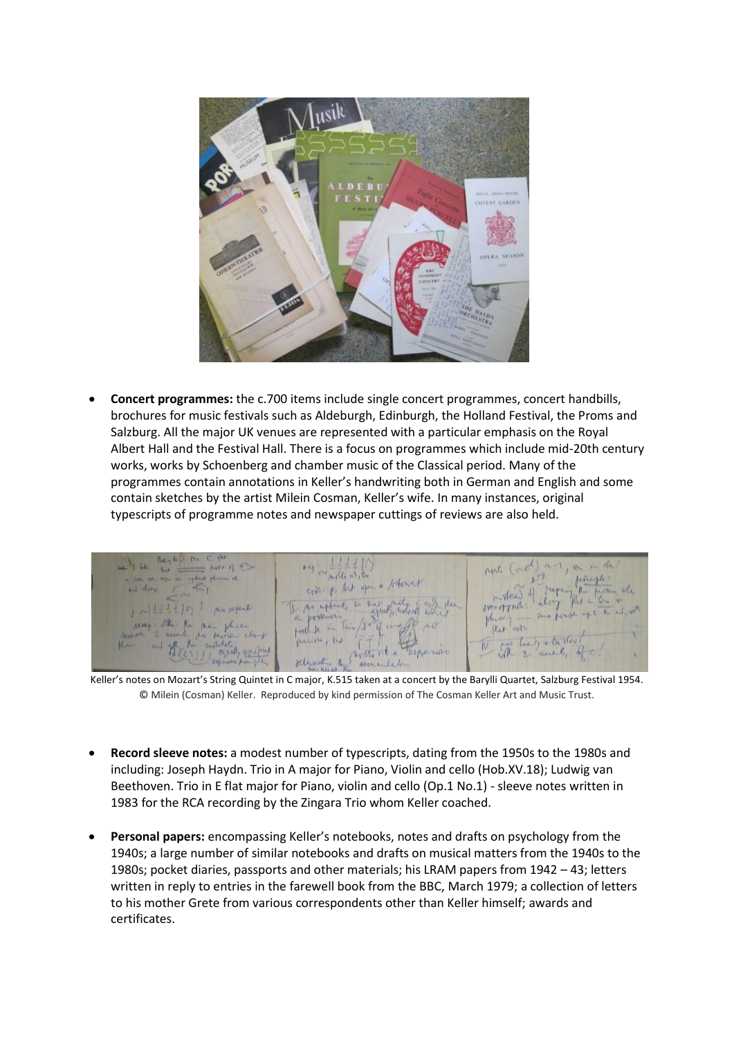- **Concert programmes:** the c.700 items include single concert programmes, concert handbills, brochures for music festivals such as Aldeburgh, Edinburgh, the Holland Festival, the Proms and Salzburg. All the major UK venues are represented with a particular emphasis on the Royal Albert Hall and the Festival Hall. There is a focus on programmes which include mid-20th century works, works by Schoenberg and chamber music of the Classical period. Many of the programmes contain annotations in Keller's handwriting both in German and English and some contain sketches by the artist Milein Cosman, Keller's wife. In many instances, original typescripts of programme notes and newspaper cuttings of reviews are also held.

Keller's notes on Mozart's String Quintet in C major, K.515 taken at a concert by the Barylli Quartet, Salzburg Festival 1954. © Milein (Cosman) Keller. Reproduced by kind permission of The Cosman Keller Art and Music Trust.

- **Record sleeve notes:** a modest number of typescripts, dating from the 1950s to the 1980s and including: Joseph Haydn. Trio in A major for Piano, Violin and cello (Hob.XV.18); Ludwig van Beethoven. Trio in E flat major for Piano, violin and cello (Op.1 No.1) - sleeve notes written in 1983 for the RCA recording by the Zingara Trio whom Keller coached.

- **Personal papers:** encompassing Keller's notebooks, notes and drafts on psychology from the 1940s; a large number of similar notebooks and drafts on musical matters from the 1940s to the 1980s; pocket diaries, passports and other materials; his LRAM papers from 1942 – 43; letters written in reply to entries in the farewell book from the BBC, March 1979; a collection of letters to his mother Grete from various correspondents other than Keller himself; awards and certificates.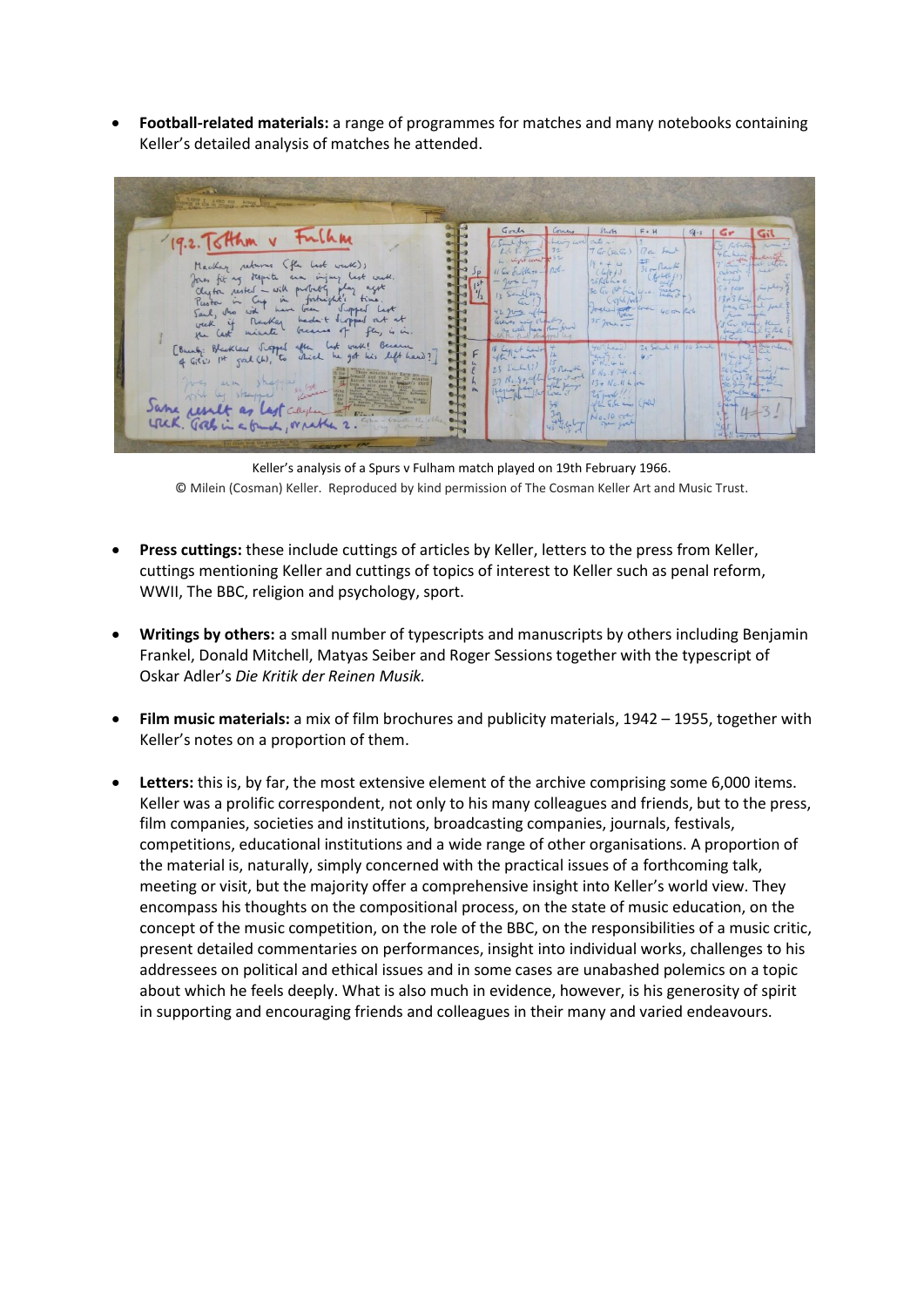- **Football-related materials:** a range of programmes for matches and many notebooks containing Keller's detailed analysis of matches he attended.

Keller's analysis of a Spurs v Fulham match played on 19th February 1966.
© Milein (Cosman) Keller. Reproduced by kind permission of The Cosman Keller Art and Music Trust.

- **Press cuttings:** these include cuttings of articles by Keller, letters to the press from Keller, cuttings mentioning Keller and cuttings of topics of interest to Keller such as penal reform, WWII, The BBC, religion and psychology, sport.

- **Writings by others:** a small number of typescripts and manuscripts by others including Benjamin Frankel, Donald Mitchell, Matyas Seiber and Roger Sessions together with the typescript of Oskar Adler's *Die Kritik der Reinen Musik.*

- **Film music materials:** a mix of film brochures and publicity materials, 1942 – 1955, together with Keller's notes on a proportion of them.

- **Letters:** this is, by far, the most extensive element of the archive comprising some 6,000 items. Keller was a prolific correspondent, not only to his many colleagues and friends, but to the press, film companies, societies and institutions, broadcasting companies, journals, festivals, competitions, educational institutions and a wide range of other organisations. A proportion of the material is, naturally, simply concerned with the practical issues of a forthcoming talk, meeting or visit, but the majority offer a comprehensive insight into Keller's world view. They encompass his thoughts on the compositional process, on the state of music education, on the concept of the music competition, on the role of the BBC, on the responsibilities of a music critic, present detailed commentaries on performances, insight into individual works, challenges to his addressees on political and ethical issues and in some cases are unabashed polemics on a topic about which he feels deeply. What is also much in evidence, however, is his generosity of spirit in supporting and encouraging friends and colleagues in their many and varied endeavours.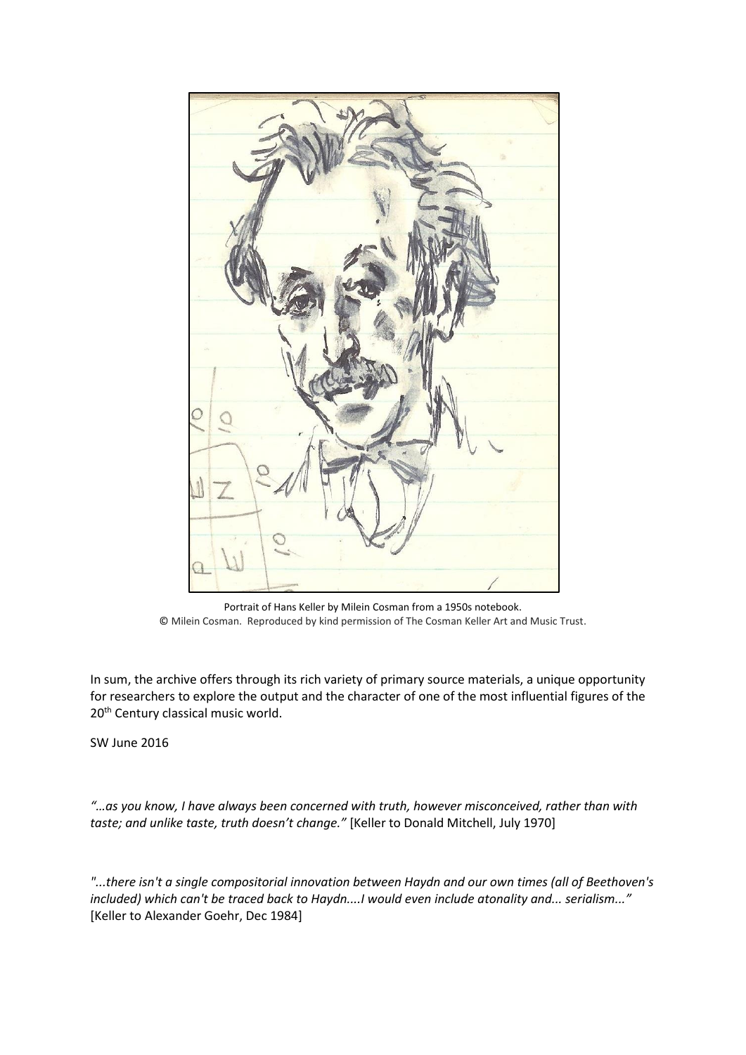Portrait of Hans Keller by Milein Cosman from a 1950s notebook.
© Milein Cosman. Reproduced by kind permission of The Cosman Keller Art and Music Trust.

In sum, the archive offers through its rich variety of primary source materials, a unique opportunity for researchers to explore the output and the character of one of the most influential figures of the 20th Century classical music world.

SW June 2016

*"…as you know, I have always been concerned with truth, however misconceived, rather than with taste; and unlike taste, truth doesn't change."* [Keller to Donald Mitchell, July 1970]

*"...there isn't a single compositorial innovation between Haydn and our own times (all of Beethoven's included) which can't be traced back to Haydn....I would even include atonality and... serialism..."* [Keller to Alexander Goehr, Dec 1984]